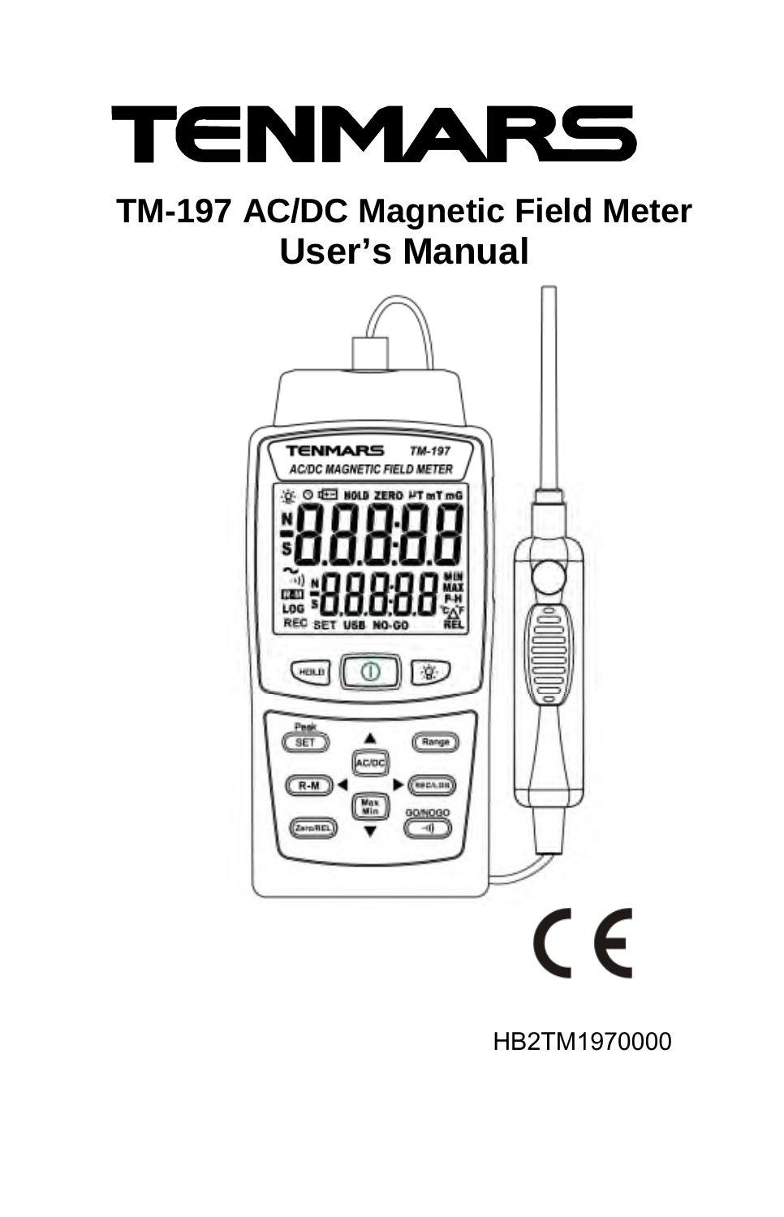# TENMARS

## TM-197 AC/DC Magnetic Field Meter User's Manual

HB2TM1970000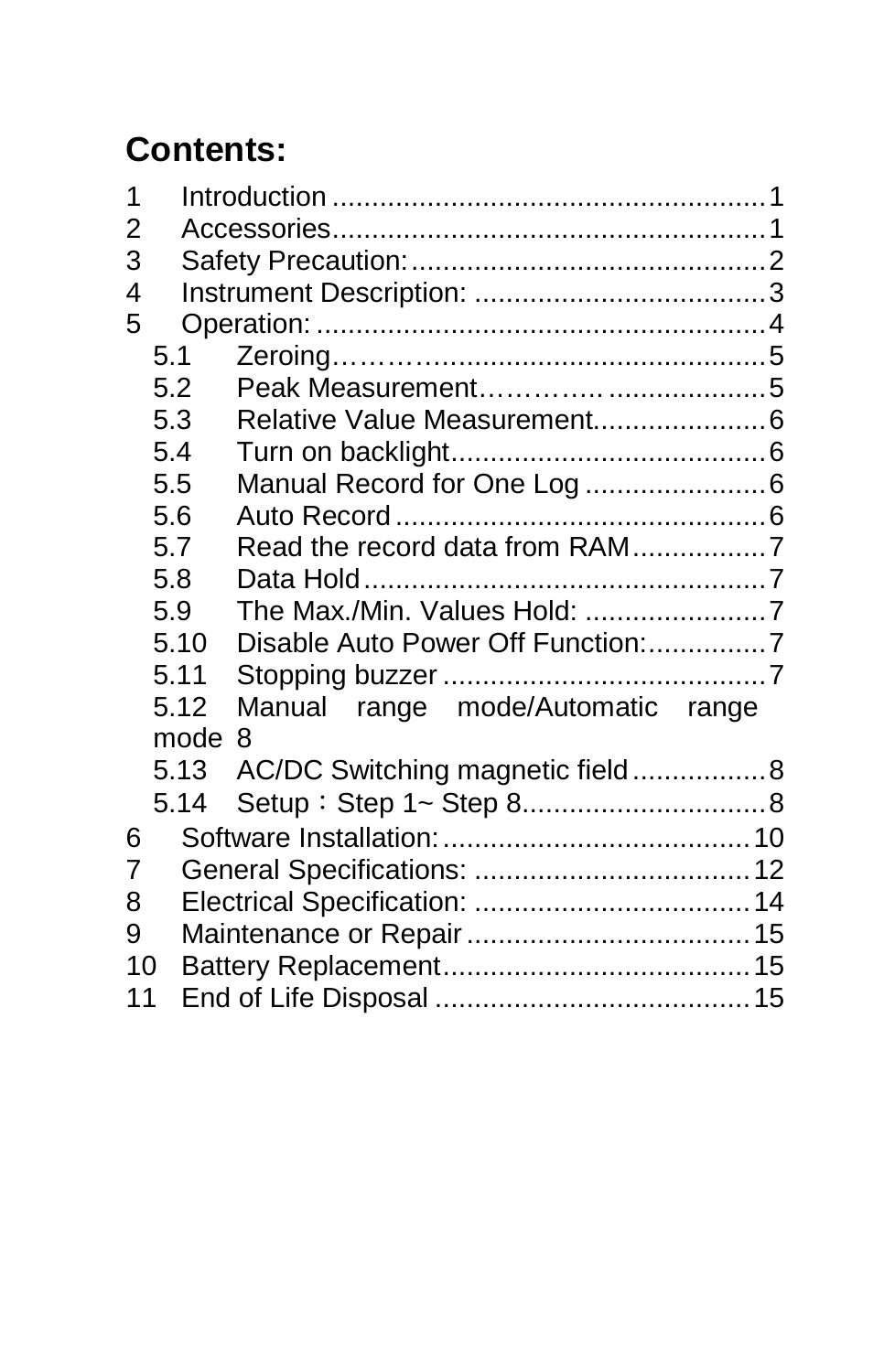## Contents:

1 Introduction ...................................................1
2 Accessories....................................................1
3 Safety Precaution:...........................................2
4 Instrument Description: ...................................3
5 Operation: .......................................................4
  5.1 Zeroing……….............................................5
  5.2 Peak Measurement…………....................5
  5.3 Relative Value Measurement......................6
  5.4 Turn on backlight........................................6
  5.5 Manual Record for One Log .......................6
  5.6 Auto Record ...............................................6
  5.7 Read the record data from RAM.................7
  5.8 Data Hold ...................................................7
  5.9 The Max./Min. Values Hold: .......................7
  5.10 Disable Auto Power Off Function:...............7
  5.11 Stopping buzzer .........................................7
  5.12 Manual range mode/Automatic range mode 8
  5.13 AC/DC Switching magnetic field .................8
  5.14 Setup：Step 1~ Step 8...............................8
6 Software Installation: .......................................10
7 General Specifications: ...................................12
8 Electrical Specification: ...................................14
9 Maintenance or Repair ....................................15
10 Battery Replacement.......................................15
11 End of Life Disposal ........................................15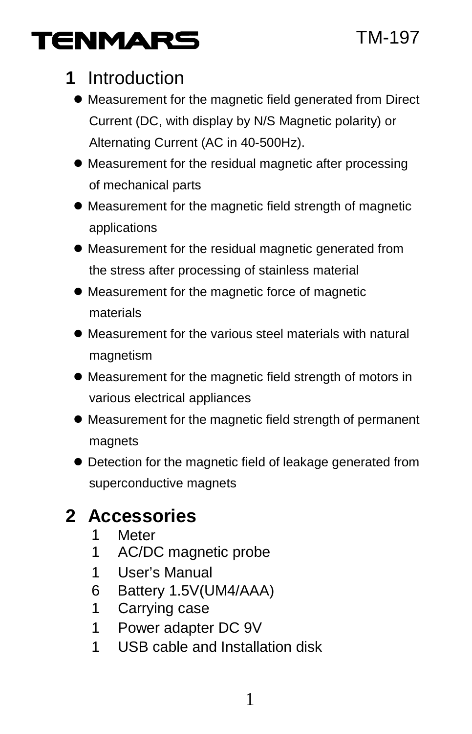## 1 Introduction

- Measurement for the magnetic field generated from Direct Current (DC, with display by N/S Magnetic polarity) or Alternating Current (AC in 40-500Hz).
- Measurement for the residual magnetic after processing of mechanical parts
- Measurement for the magnetic field strength of magnetic applications
- Measurement for the residual magnetic generated from the stress after processing of stainless material
- Measurement for the magnetic force of magnetic materials
- Measurement for the various steel materials with natural magnetism
- Measurement for the magnetic field strength of motors in various electrical appliances
- Measurement for the magnetic field strength of permanent magnets
- Detection for the magnetic field of leakage generated from superconductive magnets

## 2 Accessories

1 Meter
1 AC/DC magnetic probe
1 User's Manual
6 Battery 1.5V(UM4/AAA)
1 Carrying case
1 Power adapter DC 9V
1 USB cable and Installation disk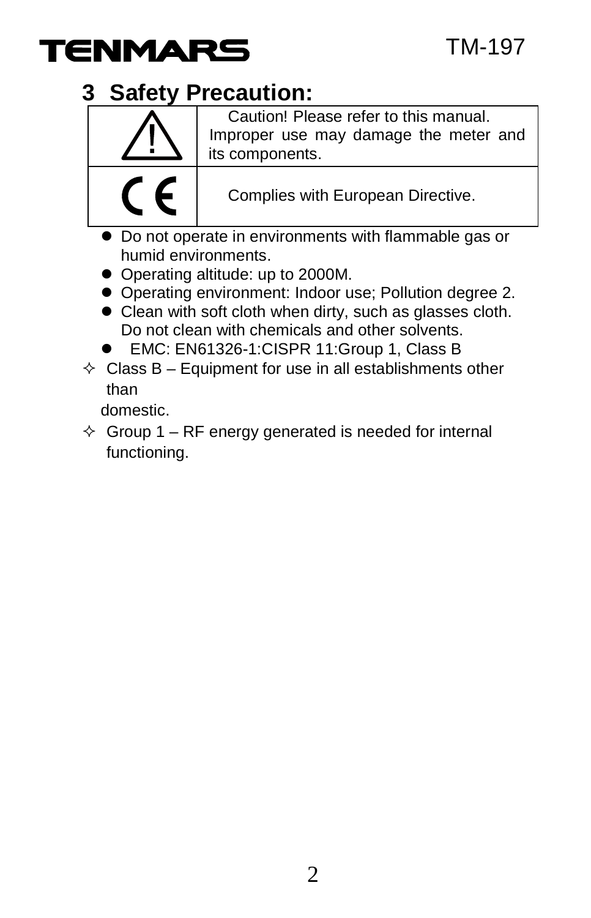## 3 Safety Precaution:

| | |
|---|---|
| ⚠ | Caution! Please refer to this manual. Improper use may damage the meter and its components. |
| CE | Complies with European Directive. |

- Do not operate in environments with flammable gas or humid environments.
- Operating altitude: up to 2000M.
- Operating environment: Indoor use; Pollution degree 2.
- Clean with soft cloth when dirty, such as glasses cloth. Do not clean with chemicals and other solvents.
- EMC: EN61326-1:CISPR 11:Group 1, Class B

✧ Class B – Equipment for use in all establishments other than domestic.

✧ Group 1 – RF energy generated is needed for internal functioning.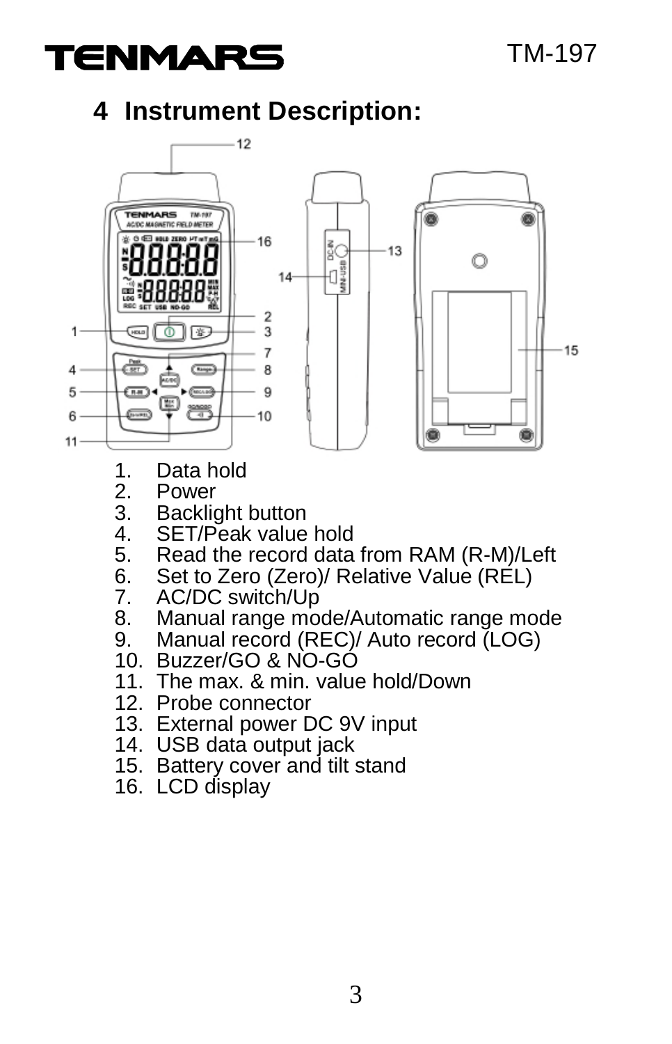## 4 Instrument Description:

1. Data hold
2. Power
3. Backlight button
4. SET/Peak value hold
5. Read the record data from RAM (R-M)/Left
6. Set to Zero (Zero)/ Relative Value (REL)
7. AC/DC switch/Up
8. Manual range mode/Automatic range mode
9. Manual record (REC)/ Auto record (LOG)
10. Buzzer/GO & NO-GO
11. The max. & min. value hold/Down
12. Probe connector
13. External power DC 9V input
14. USB data output jack
15. Battery cover and tilt stand
16. LCD display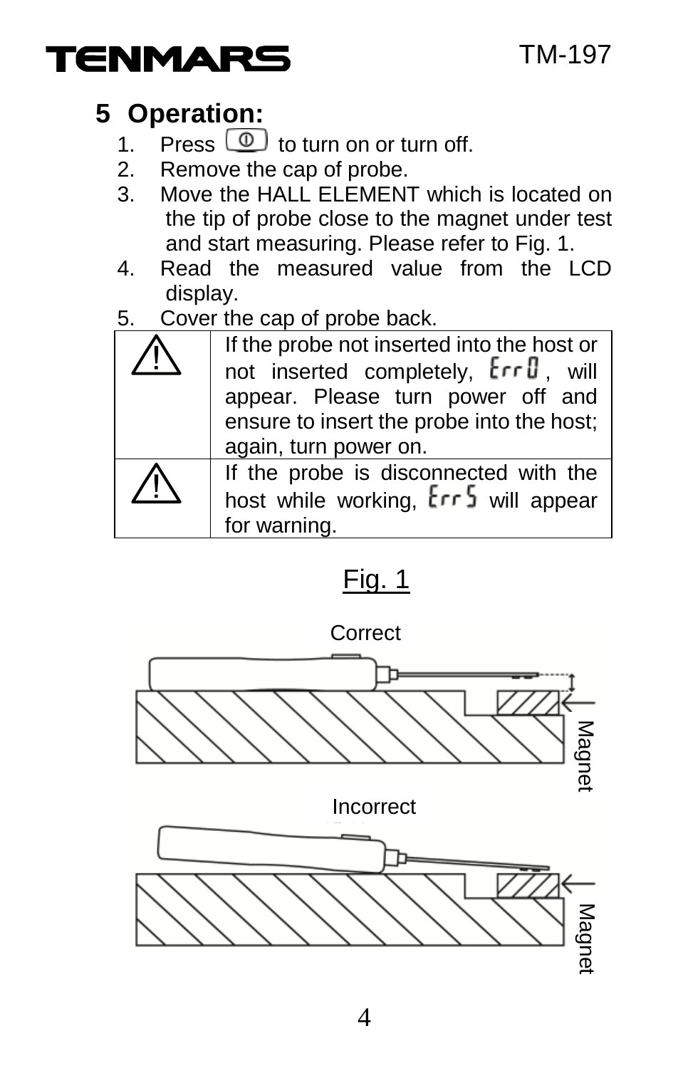## 5 Operation:

1. Press [power button] to turn on or turn off.
2. Remove the cap of probe.
3. Move the HALL ELEMENT which is located on the tip of probe close to the magnet under test and start measuring. Please refer to Fig. 1.
4. Read the measured value from the LCD display.
5. Cover the cap of probe back.

| | |
|---|---|
| ⚠ | If the probe not inserted into the host or not inserted completely, Err0, will appear. Please turn power off and ensure to insert the probe into the host; again, turn power on. |
| ⚠ | If the probe is disconnected with the host while working, Err5 will appear for warning. |

Fig. 1

Correct

Magnet

Incorrect

Magnet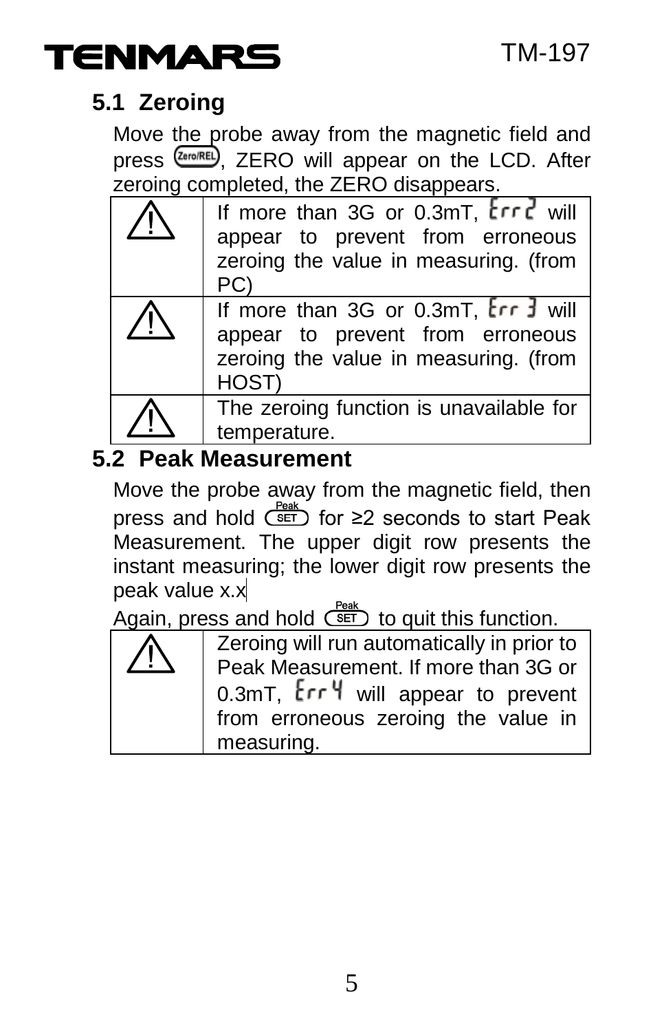## 5.1 Zeroing

Move the probe away from the magnetic field and press Zero/REL, ZERO will appear on the LCD. After zeroing completed, the ZERO disappears.

| ⚠ | If more than 3G or 0.3mT, Err2 will appear to prevent from erroneous zeroing the value in measuring. (from PC) |
|---|---|
| ⚠ | If more than 3G or 0.3mT, Err 3 will appear to prevent from erroneous zeroing the value in measuring. (from HOST) |
| ⚠ | The zeroing function is unavailable for temperature. |

## 5.2 Peak Measurement

Move the probe away from the magnetic field, then press and hold Peak SET for ≥2 seconds to start Peak Measurement. The upper digit row presents the instant measuring; the lower digit row presents the peak value x.x

Again, press and hold Peak SET to quit this function.

| ⚠ | Zeroing will run automatically in prior to Peak Measurement. If more than 3G or 0.3mT, Err 4 will appear to prevent from erroneous zeroing the value in measuring. |
|---|---|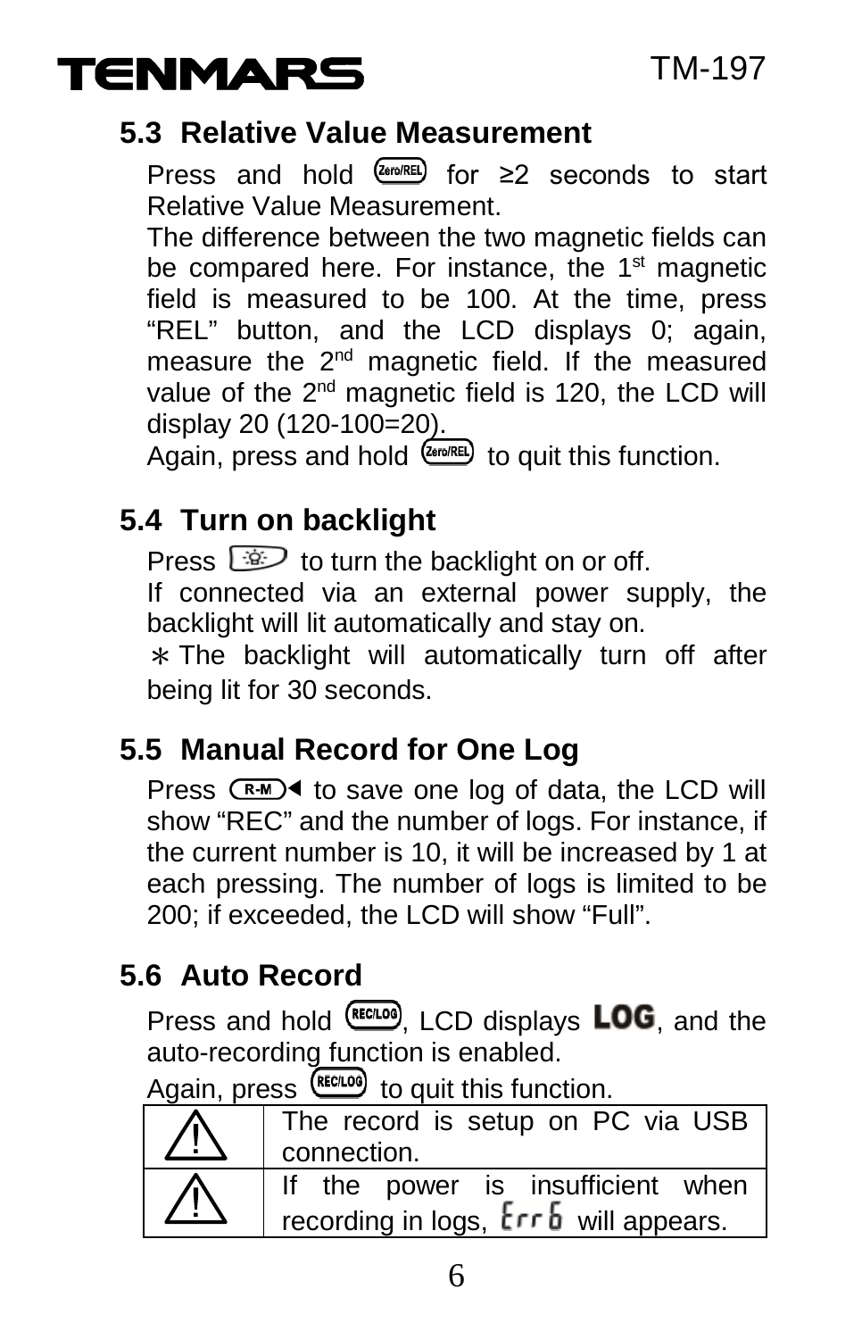## 5.3 Relative Value Measurement

Press and hold Zero/REL for ≥2 seconds to start Relative Value Measurement.

The difference between the two magnetic fields can be compared here. For instance, the 1st magnetic field is measured to be 100. At the time, press “REL” button, and the LCD displays 0; again, measure the 2nd magnetic field. If the measured value of the 2nd magnetic field is 120, the LCD will display 20 (120-100=20).

Again, press and hold Zero/REL to quit this function.

## 5.4 Turn on backlight

Press ☼ to turn the backlight on or off.

If connected via an external power supply, the backlight will lit automatically and stay on.

＊The backlight will automatically turn off after being lit for 30 seconds.

## 5.5 Manual Record for One Log

Press R-M◀ to save one log of data, the LCD will show “REC” and the number of logs. For instance, if the current number is 10, it will be increased by 1 at each pressing. The number of logs is limited to be 200; if exceeded, the LCD will show “Full”.

## 5.6 Auto Record

Press and hold REC/LOG, LCD displays **LOG**, and the auto-recording function is enabled.

Again, press REC/LOG to quit this function.

| ⚠ | The record is setup on PC via USB connection. |
|---|---|
| ⚠ | If the power is insufficient when recording in logs, Err6 will appears. |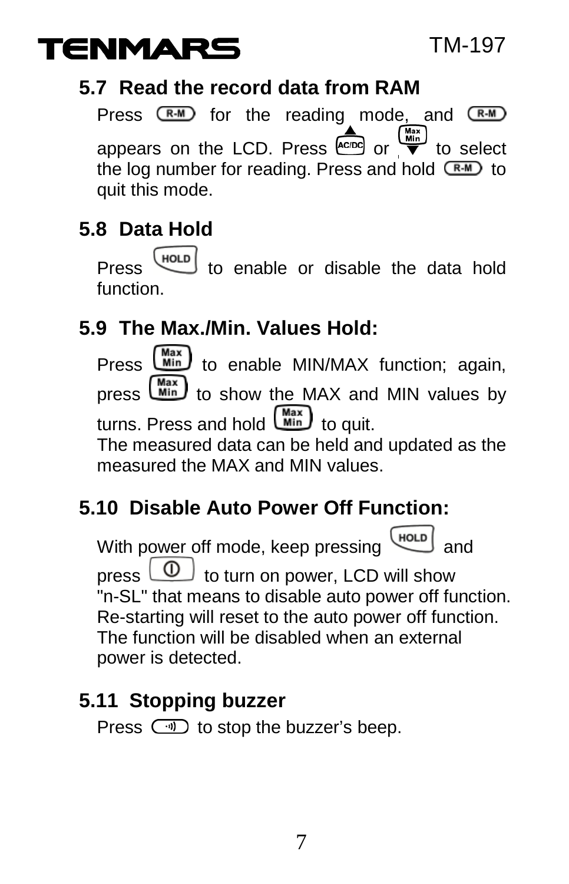## 5.7 Read the record data from RAM

Press R-M for the reading mode, and R-M appears on the LCD. Press ▲ AC/DC or Max Min ▼ to select the log number for reading. Press and hold R-M to quit this mode.

## 5.8 Data Hold

Press HOLD to enable or disable the data hold function.

## 5.9 The Max./Min. Values Hold:

Press Max Min to enable MIN/MAX function; again, press Max Min to show the MAX and MIN values by turns. Press and hold Max Min to quit.
The measured data can be held and updated as the measured the MAX and MIN values.

## 5.10 Disable Auto Power Off Function:

With power off mode, keep pressing HOLD and press ⏻ to turn on power, LCD will show "n-SL" that means to disable auto power off function. Re-starting will reset to the auto power off function. The function will be disabled when an external power is detected.

## 5.11 Stopping buzzer

Press ·ıı) to stop the buzzer's beep.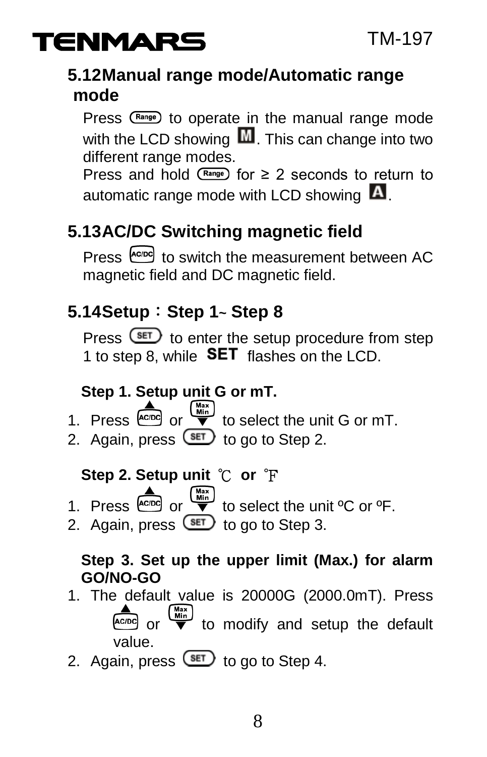## 5.12 Manual range mode/Automatic range mode

Press (Range) to operate in the manual range mode with the LCD showing M. This can change into two different range modes.
Press and hold (Range) for ≥ 2 seconds to return to automatic range mode with LCD showing A.

## 5.13 AC/DC Switching magnetic field

Press (AC/DC) to switch the measurement between AC magnetic field and DC magnetic field.

## 5.14 Setup：Step 1~ Step 8

Press (SET) to enter the setup procedure from step 1 to step 8, while **SET** flashes on the LCD.

**Step 1. Setup unit G or mT.**

1. Press (▲ AC/DC) or (Max Min ▼) to select the unit G or mT.
2. Again, press (SET) to go to Step 2.

**Step 2. Setup unit ℃ or ℉**

1. Press (▲ AC/DC) or (Max Min ▼) to select the unit ºC or ºF.
2. Again, press (SET) to go to Step 3.

**Step 3. Set up the upper limit (Max.) for alarm GO/NO-GO**

1. The default value is 20000G (2000.0mT). Press (▲ AC/DC) or (Max Min ▼) to modify and setup the default value.
2. Again, press (SET) to go to Step 4.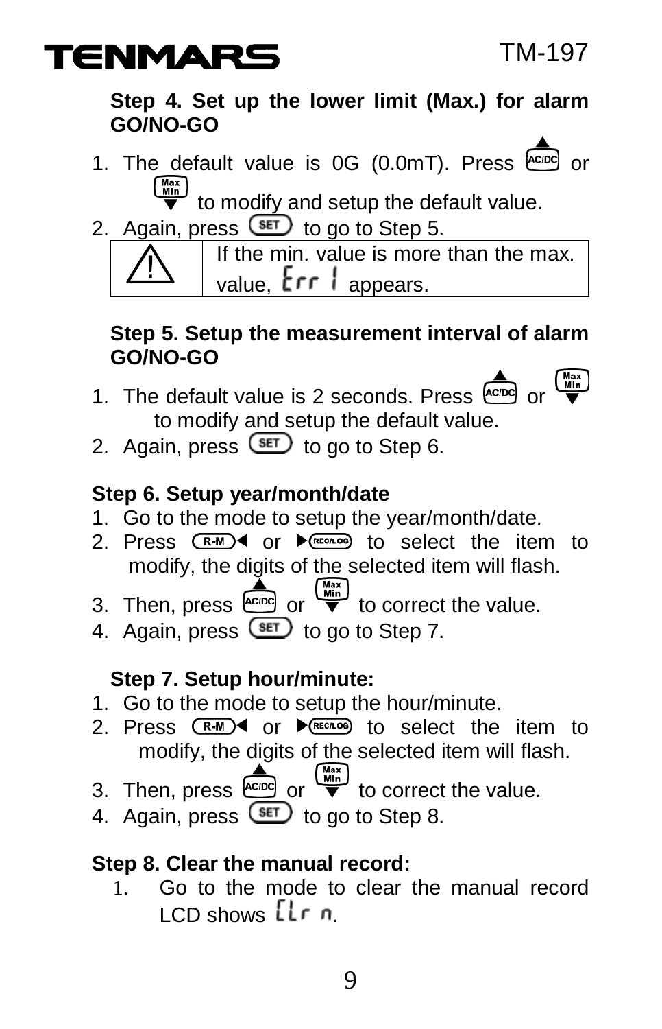**Step 4. Set up the lower limit (Max.) for alarm GO/NO-GO**

1. The default value is 0G (0.0mT). Press ▲AC/DC or Max/Min▼ to modify and setup the default value.
2. Again, press SET to go to Step 5.

| ⚠ | If the min. value is more than the max. value, Err 1 appears. |
|---|---|

**Step 5. Setup the measurement interval of alarm GO/NO-GO**

1. The default value is 2 seconds. Press ▲AC/DC or Max/Min▼ to modify and setup the default value.
2. Again, press SET to go to Step 6.

**Step 6. Setup year/month/date**

1. Go to the mode to setup the year/month/date.
2. Press R-M◀ or ▶REC/LOG to select the item to modify, the digits of the selected item will flash.
3. Then, press ▲AC/DC or Max/Min▼ to correct the value.
4. Again, press SET to go to Step 7.

**Step 7. Setup hour/minute:**

1. Go to the mode to setup the hour/minute.
2. Press R-M◀ or ▶REC/LOG to select the item to modify, the digits of the selected item will flash.
3. Then, press ▲AC/DC or Max/Min▼ to correct the value.
4. Again, press SET to go to Step 8.

**Step 8. Clear the manual record:**

1. Go to the mode to clear the manual record LCD shows CLr n.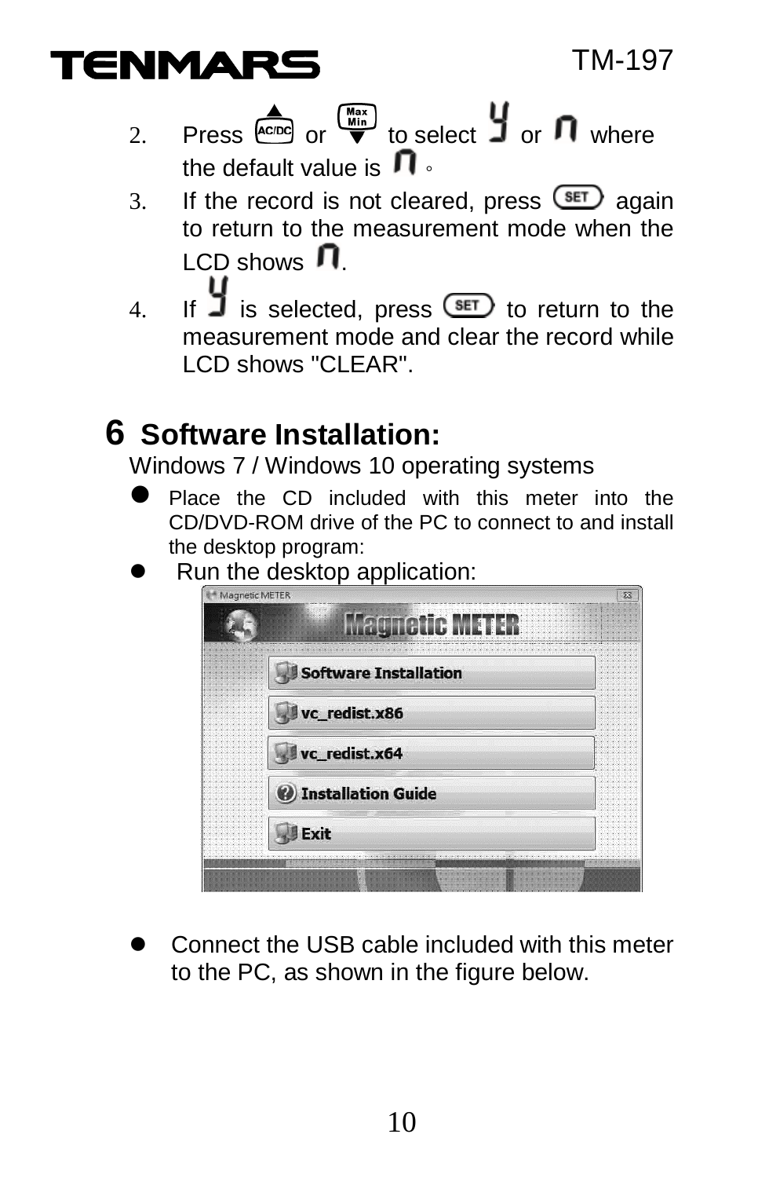2. Press AC/DC or Max/Min to select y or n where the default value is n。
3. If the record is not cleared, press SET again to return to the measurement mode when the LCD shows n.
4. If y is selected, press SET to return to the measurement mode and clear the record while LCD shows "CLEAR".

## 6 Software Installation:

Windows 7 / Windows 10 operating systems

- Place the CD included with this meter into the CD/DVD-ROM drive of the PC to connect to and install the desktop program:
- Run the desktop application:

- Connect the USB cable included with this meter to the PC, as shown in the figure below.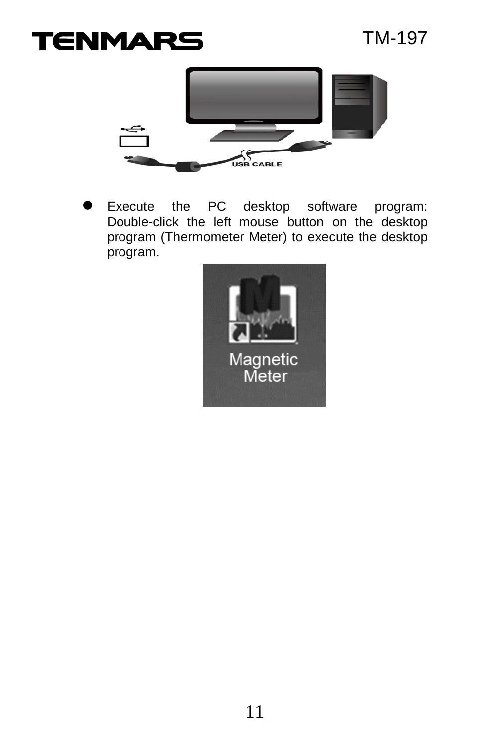- Execute the PC desktop software program: Double-click the left mouse button on the desktop program (Thermometer Meter) to execute the desktop program.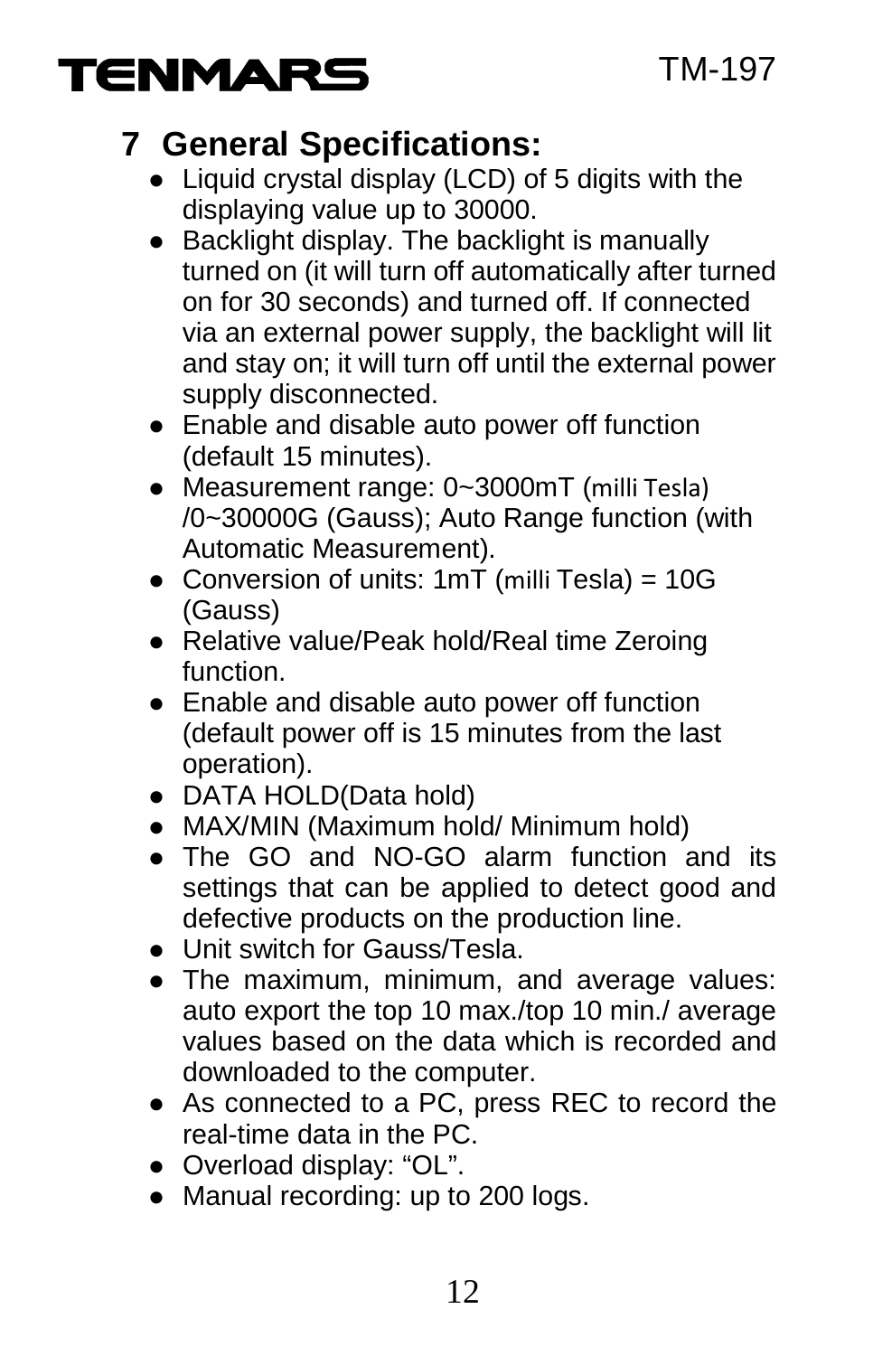## 7 General Specifications:

- Liquid crystal display (LCD) of 5 digits with the displaying value up to 30000.
- Backlight display. The backlight is manually turned on (it will turn off automatically after turned on for 30 seconds) and turned off. If connected via an external power supply, the backlight will lit and stay on; it will turn off until the external power supply disconnected.
- Enable and disable auto power off function (default 15 minutes).
- Measurement range: 0~3000mT (milli Tesla) /0~30000G (Gauss); Auto Range function (with Automatic Measurement).
- Conversion of units: 1mT (milli Tesla) = 10G (Gauss)
- Relative value/Peak hold/Real time Zeroing function.
- Enable and disable auto power off function (default power off is 15 minutes from the last operation).
- DATA HOLD(Data hold)
- MAX/MIN (Maximum hold/ Minimum hold)
- The GO and NO-GO alarm function and its settings that can be applied to detect good and defective products on the production line.
- Unit switch for Gauss/Tesla.
- The maximum, minimum, and average values: auto export the top 10 max./top 10 min./ average values based on the data which is recorded and downloaded to the computer.
- As connected to a PC, press REC to record the real-time data in the PC.
- Overload display: "OL".
- Manual recording: up to 200 logs.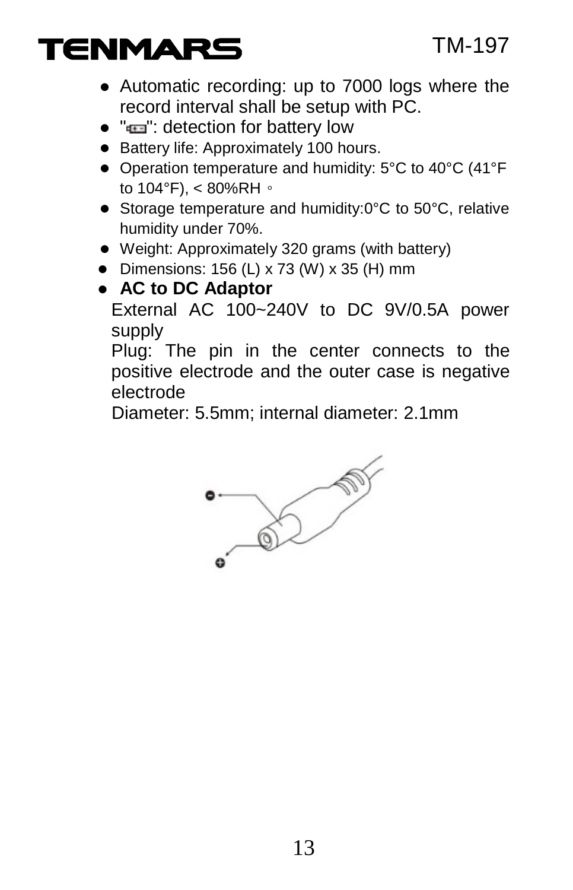- Automatic recording: up to 7000 logs where the record interval shall be setup with PC.
- "▭": detection for battery low
- Battery life: Approximately 100 hours.
- Operation temperature and humidity: 5°C to 40°C (41°F to 104°F), < 80%RH。
- Storage temperature and humidity:0°C to 50°C, relative humidity under 70%.
- Weight: Approximately 320 grams (with battery)
- Dimensions: 156 (L) x 73 (W) x 35 (H) mm
- **AC to DC Adaptor**

  External AC 100~240V to DC 9V/0.5A power supply

  Plug: The pin in the center connects to the positive electrode and the outer case is negative electrode

  Diameter: 5.5mm; internal diameter: 2.1mm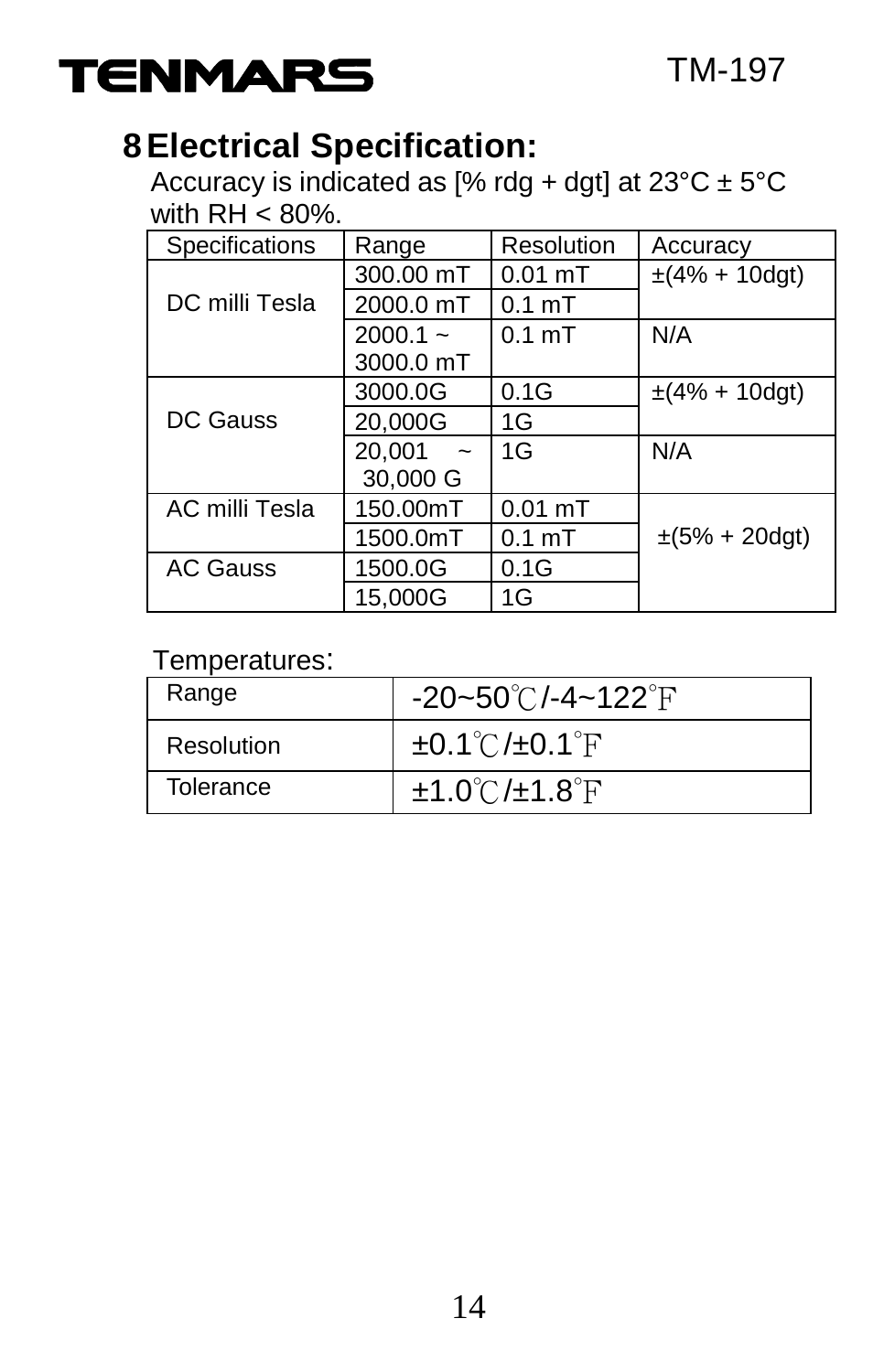## 8 Electrical Specification:

Accuracy is indicated as [% rdg + dgt] at 23°C ± 5°C with RH < 80%.

| Specifications | Range | Resolution | Accuracy |
|---|---|---|---|
| DC milli Tesla | 300.00 mT | 0.01 mT | ±(4% + 10dgt) |
| | 2000.0 mT | 0.1 mT | |
| | 2000.1 ~ 3000.0 mT | 0.1 mT | N/A |
| DC Gauss | 3000.0G | 0.1G | ±(4% + 10dgt) |
| | 20,000G | 1G | |
| | 20,001 ~ 30,000 G | 1G | N/A |
| AC milli Tesla | 150.00mT | 0.01 mT | ±(5% + 20dgt) |
| | 1500.0mT | 0.1 mT | |
| AC Gauss | 1500.0G | 0.1G | |
| | 15,000G | 1G | |

Temperatures:

| Range | -20~50℃/-4~122°F |
|---|---|
| Resolution | ±0.1℃/±0.1°F |
| Tolerance | ±1.0℃/±1.8°F |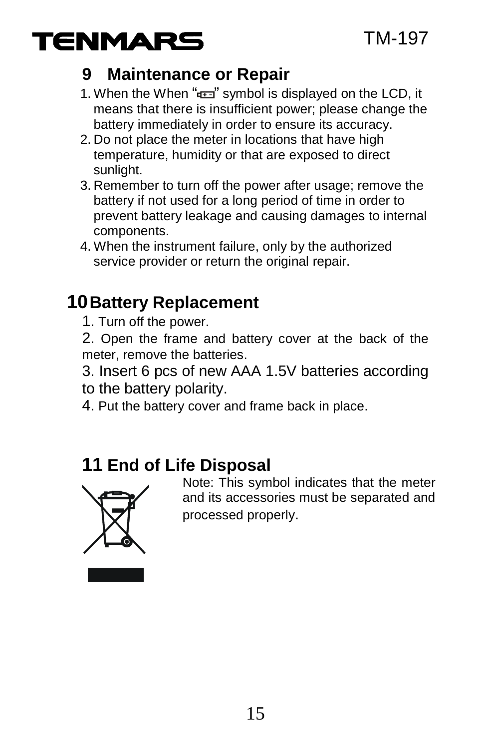## 9 Maintenance or Repair

1. When the When "▭" symbol is displayed on the LCD, it means that there is insufficient power; please change the battery immediately in order to ensure its accuracy.
2. Do not place the meter in locations that have high temperature, humidity or that are exposed to direct sunlight.
3. Remember to turn off the power after usage; remove the battery if not used for a long period of time in order to prevent battery leakage and causing damages to internal components.
4. When the instrument failure, only by the authorized service provider or return the original repair.

## 10 Battery Replacement

1. Turn off the power.
2. Open the frame and battery cover at the back of the meter, remove the batteries.
3. Insert 6 pcs of new AAA 1.5V batteries according to the battery polarity.
4. Put the battery cover and frame back in place.

## 11 End of Life Disposal

Note: This symbol indicates that the meter and its accessories must be separated and processed properly.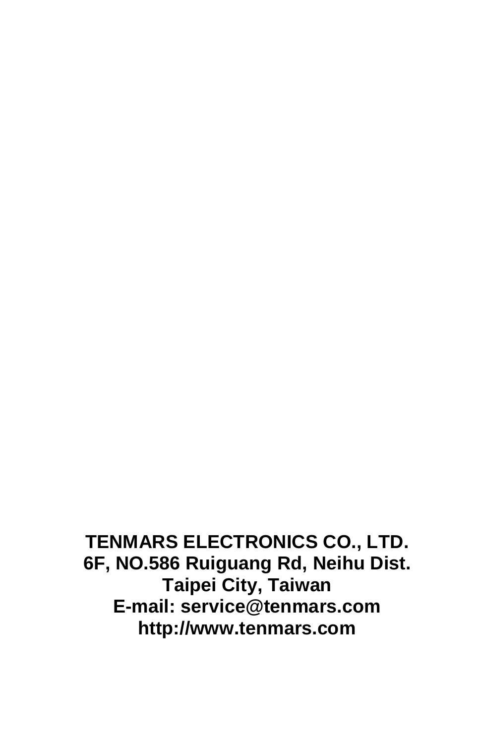**TENMARS ELECTRONICS CO., LTD.**
**6F, NO.586 Ruiguang Rd, Neihu Dist.**
**Taipei City, Taiwan**
**E-mail: service@tenmars.com**
**http://www.tenmars.com**